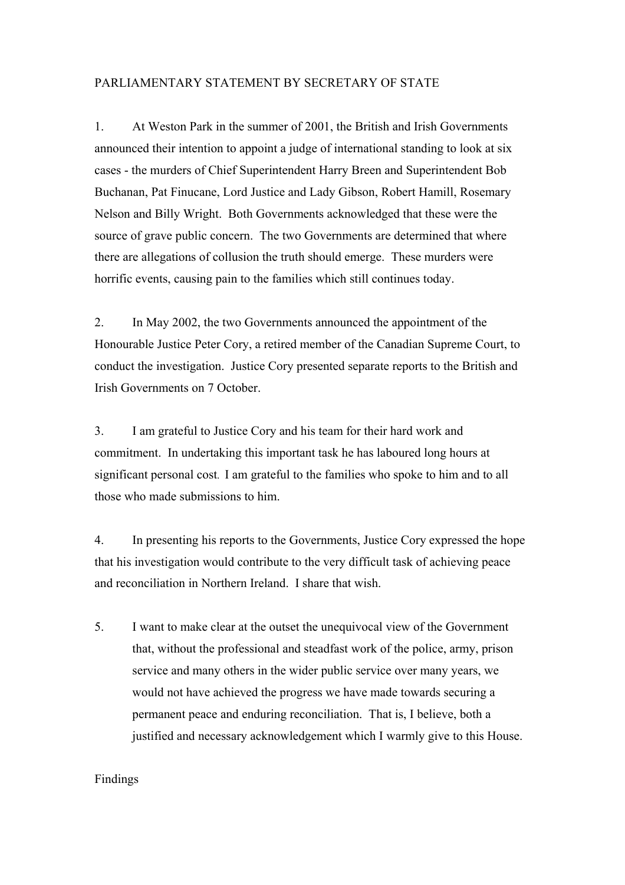PARLIAMENTARY STATEMENT BY SECRETARY OF STATE

1. At Weston Park in the summer of 2001, the British and Irish Governments announced their intention to appoint a judge of international standing to look at six cases - the murders of Chief Superintendent Harry Breen and Superintendent Bob Buchanan, Pat Finucane, Lord Justice and Lady Gibson, Robert Hamill, Rosemary Nelson and Billy Wright. Both Governments acknowledged that these were the source of grave public concern. The two Governments are determined that where there are allegations of collusion the truth should emerge. These murders were horrific events, causing pain to the families which still continues today.

2. In May 2002, the two Governments announced the appointment of the Honourable Justice Peter Cory, a retired member of the Canadian Supreme Court, to conduct the investigation. Justice Cory presented separate reports to the British and Irish Governments on 7 October.

3. I am grateful to Justice Cory and his team for their hard work and commitment. In undertaking this important task he has laboured long hours at significant personal cost. I am grateful to the families who spoke to him and to all those who made submissions to him.

4. In presenting his reports to the Governments, Justice Cory expressed the hope that his investigation would contribute to the very difficult task of achieving peace and reconciliation in Northern Ireland. I share that wish.

5. I want to make clear at the outset the unequivocal view of the Government that, without the professional and steadfast work of the police, army, prison service and many others in the wider public service over many years, we would not have achieved the progress we have made towards securing a permanent peace and enduring reconciliation. That is, I believe, both a justified and necessary acknowledgement which I warmly give to this House.

Findings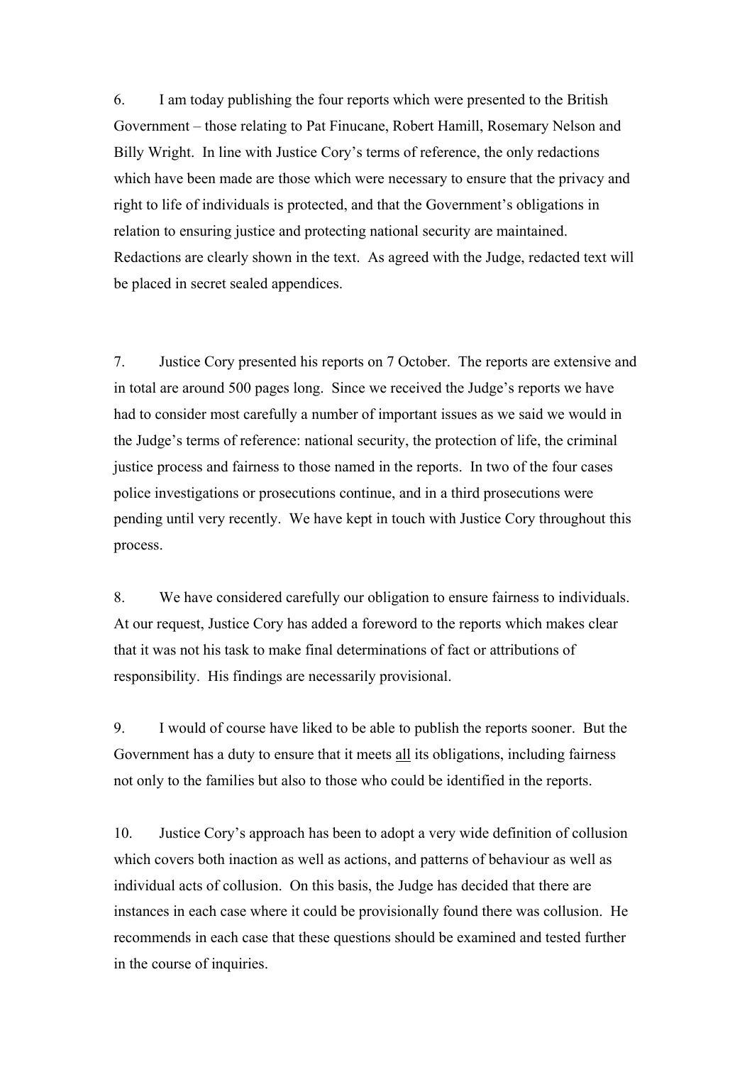6. I am today publishing the four reports which were presented to the British Government – those relating to Pat Finucane, Robert Hamill, Rosemary Nelson and Billy Wright. In line with Justice Cory's terms of reference, the only redactions which have been made are those which were necessary to ensure that the privacy and right to life of individuals is protected, and that the Government's obligations in relation to ensuring justice and protecting national security are maintained. Redactions are clearly shown in the text. As agreed with the Judge, redacted text will be placed in secret sealed appendices.

7. Justice Cory presented his reports on 7 October. The reports are extensive and in total are around 500 pages long. Since we received the Judge's reports we have had to consider most carefully a number of important issues as we said we would in the Judge's terms of reference: national security, the protection of life, the criminal justice process and fairness to those named in the reports. In two of the four cases police investigations or prosecutions continue, and in a third prosecutions were pending until very recently. We have kept in touch with Justice Cory throughout this process.

8. We have considered carefully our obligation to ensure fairness to individuals. At our request, Justice Cory has added a foreword to the reports which makes clear that it was not his task to make final determinations of fact or attributions of responsibility. His findings are necessarily provisional.

9. I would of course have liked to be able to publish the reports sooner. But the Government has a duty to ensure that it meets <u>all</u> its obligations, including fairness not only to the families but also to those who could be identified in the reports.

10. Justice Cory's approach has been to adopt a very wide definition of collusion which covers both inaction as well as actions, and patterns of behaviour as well as individual acts of collusion. On this basis, the Judge has decided that there are instances in each case where it could be provisionally found there was collusion. He recommends in each case that these questions should be examined and tested further in the course of inquiries.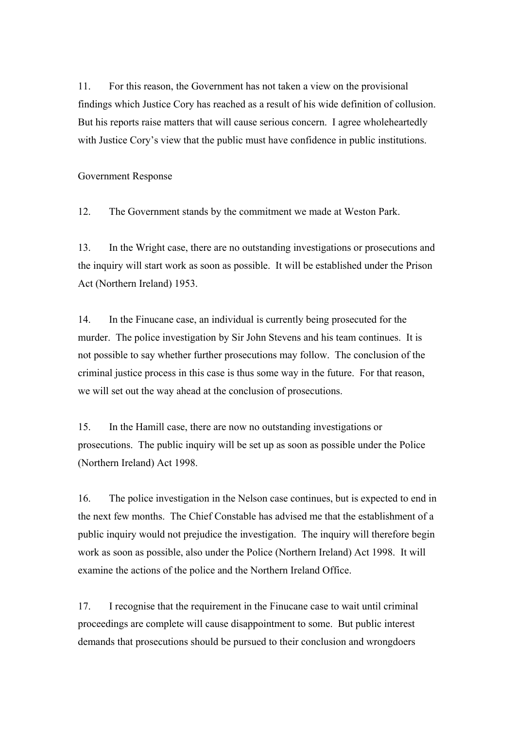11. For this reason, the Government has not taken a view on the provisional findings which Justice Cory has reached as a result of his wide definition of collusion. But his reports raise matters that will cause serious concern. I agree wholeheartedly with Justice Cory's view that the public must have confidence in public institutions.

Government Response

12. The Government stands by the commitment we made at Weston Park.

13. In the Wright case, there are no outstanding investigations or prosecutions and the inquiry will start work as soon as possible. It will be established under the Prison Act (Northern Ireland) 1953.

14. In the Finucane case, an individual is currently being prosecuted for the murder. The police investigation by Sir John Stevens and his team continues. It is not possible to say whether further prosecutions may follow. The conclusion of the criminal justice process in this case is thus some way in the future. For that reason, we will set out the way ahead at the conclusion of prosecutions.

15. In the Hamill case, there are now no outstanding investigations or prosecutions. The public inquiry will be set up as soon as possible under the Police (Northern Ireland) Act 1998.

16. The police investigation in the Nelson case continues, but is expected to end in the next few months. The Chief Constable has advised me that the establishment of a public inquiry would not prejudice the investigation. The inquiry will therefore begin work as soon as possible, also under the Police (Northern Ireland) Act 1998. It will examine the actions of the police and the Northern Ireland Office.

17. I recognise that the requirement in the Finucane case to wait until criminal proceedings are complete will cause disappointment to some. But public interest demands that prosecutions should be pursued to their conclusion and wrongdoers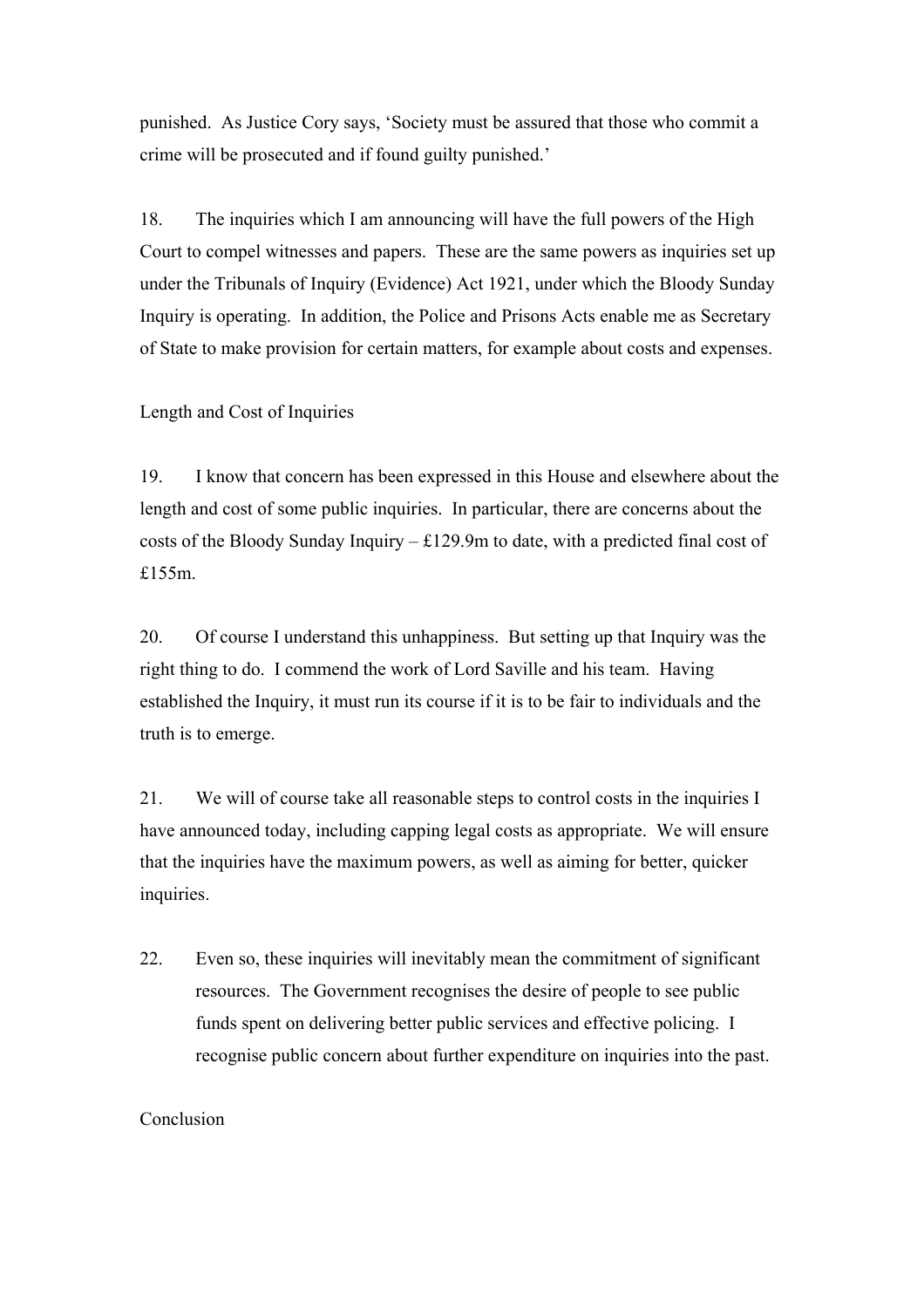punished. As Justice Cory says, 'Society must be assured that those who commit a crime will be prosecuted and if found guilty punished.'

18. The inquiries which I am announcing will have the full powers of the High Court to compel witnesses and papers. These are the same powers as inquiries set up under the Tribunals of Inquiry (Evidence) Act 1921, under which the Bloody Sunday Inquiry is operating. In addition, the Police and Prisons Acts enable me as Secretary of State to make provision for certain matters, for example about costs and expenses.

## Length and Cost of Inquiries

19. I know that concern has been expressed in this House and elsewhere about the length and cost of some public inquiries. In particular, there are concerns about the costs of the Bloody Sunday Inquiry – £129.9m to date, with a predicted final cost of £155m.

20. Of course I understand this unhappiness. But setting up that Inquiry was the right thing to do. I commend the work of Lord Saville and his team. Having established the Inquiry, it must run its course if it is to be fair to individuals and the truth is to emerge.

21. We will of course take all reasonable steps to control costs in the inquiries I have announced today, including capping legal costs as appropriate. We will ensure that the inquiries have the maximum powers, as well as aiming for better, quicker inquiries.

22. Even so, these inquiries will inevitably mean the commitment of significant resources. The Government recognises the desire of people to see public funds spent on delivering better public services and effective policing. I recognise public concern about further expenditure on inquiries into the past.

## Conclusion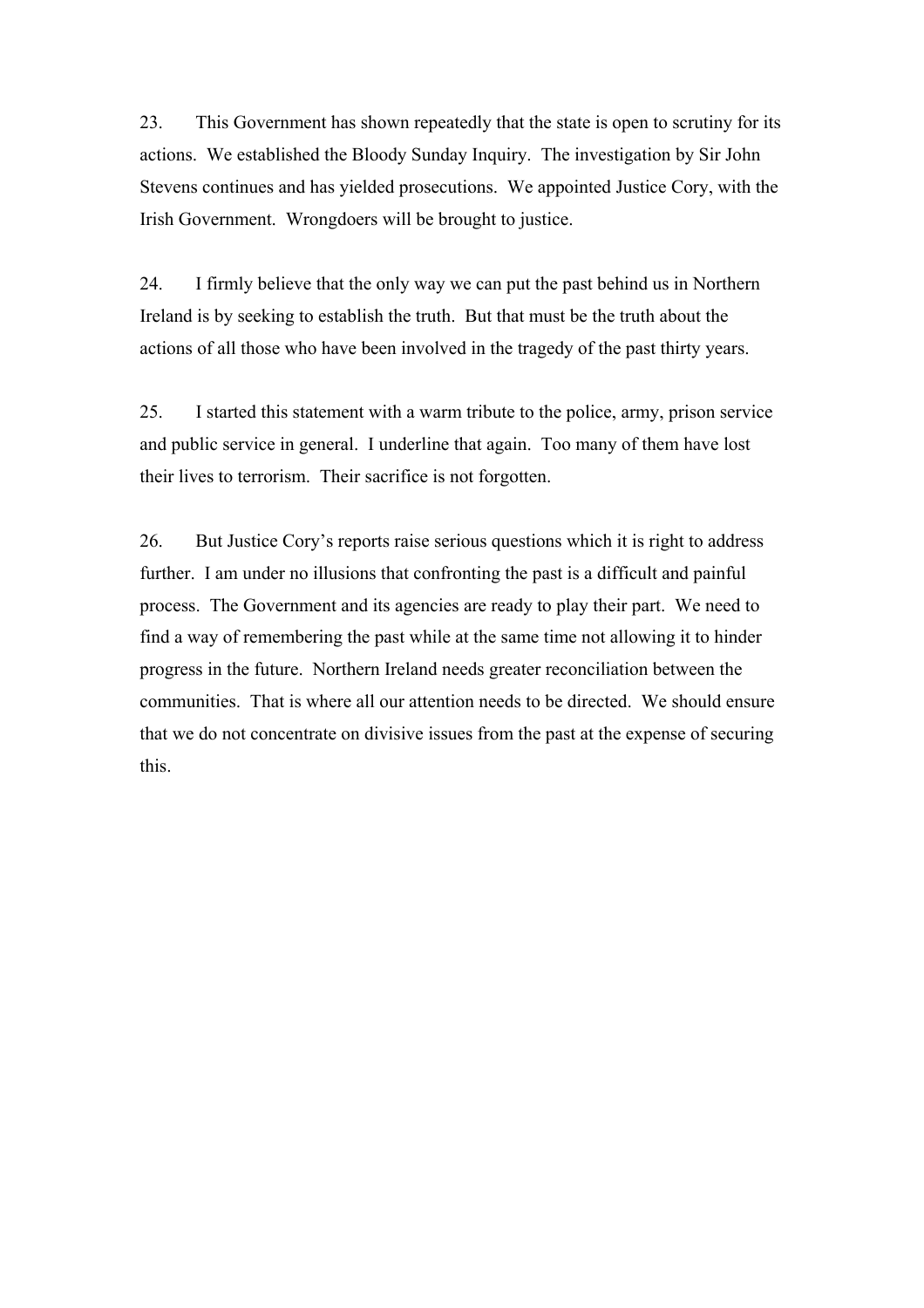23. This Government has shown repeatedly that the state is open to scrutiny for its actions. We established the Bloody Sunday Inquiry. The investigation by Sir John Stevens continues and has yielded prosecutions. We appointed Justice Cory, with the Irish Government. Wrongdoers will be brought to justice.

24. I firmly believe that the only way we can put the past behind us in Northern Ireland is by seeking to establish the truth. But that must be the truth about the actions of all those who have been involved in the tragedy of the past thirty years.

25. I started this statement with a warm tribute to the police, army, prison service and public service in general. I underline that again. Too many of them have lost their lives to terrorism. Their sacrifice is not forgotten.

26. But Justice Cory's reports raise serious questions which it is right to address further. I am under no illusions that confronting the past is a difficult and painful process. The Government and its agencies are ready to play their part. We need to find a way of remembering the past while at the same time not allowing it to hinder progress in the future. Northern Ireland needs greater reconciliation between the communities. That is where all our attention needs to be directed. We should ensure that we do not concentrate on divisive issues from the past at the expense of securing this.